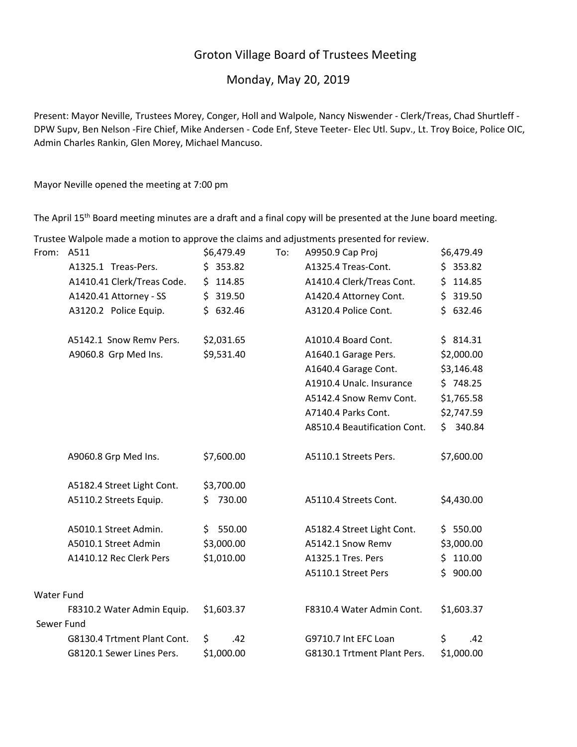# Groton Village Board of Trustees Meeting

## Monday, May 20, 2019

Present: Mayor Neville, Trustees Morey, Conger, Holl and Walpole, Nancy Niswender - Clerk/Treas, Chad Shurtleff - DPW Supv, Ben Nelson -Fire Chief, Mike Andersen - Code Enf, Steve Teeter- Elec Utl. Supv., Lt. Troy Boice, Police OIC, Admin Charles Rankin, Glen Morey, Michael Mancuso.

Mayor Neville opened the meeting at 7:00 pm

The April 15th Board meeting minutes are a draft and a final copy will be presented at the June board meeting.

Trustee Walpole made a motion to approve the claims and adjustments presented for review.

| From: | | | To: | |
|---|---|---|---|---|
| A511 | $6,479.49 | | A9950.9 Cap Proj | $6,479.49 |
| A1325.1 Treas-Pers. | $ 353.82 | | A1325.4 Treas-Cont. | $ 353.82 |
| A1410.41 Clerk/Treas Code. | $ 114.85 | | A1410.4 Clerk/Treas Cont. | $ 114.85 |
| A1420.41 Attorney - SS | $ 319.50 | | A1420.4 Attorney Cont. | $ 319.50 |
| A3120.2 Police Equip. | $ 632.46 | | A3120.4 Police Cont. | $ 632.46 |
| | | | | |
| A5142.1 Snow Remv Pers. | $2,031.65 | | A1010.4 Board Cont. | $ 814.31 |
| A9060.8 Grp Med Ins. | $9,531.40 | | A1640.1 Garage Pers. | $2,000.00 |
| | | | A1640.4 Garage Cont. | $3,146.48 |
| | | | A1910.4 Unalc. Insurance | $ 748.25 |
| | | | A5142.4 Snow Remv Cont. | $1,765.58 |
| | | | A7140.4 Parks Cont. | $2,747.59 |
| | | | A8510.4 Beautification Cont. | $ 340.84 |
| | | | | |
| A9060.8 Grp Med Ins. | $7,600.00 | | A5110.1 Streets Pers. | $7,600.00 |
| | | | | |
| A5182.4 Street Light Cont. | $3,700.00 | | | |
| A5110.2 Streets Equip. | $ 730.00 | | A5110.4 Streets Cont. | $4,430.00 |
| | | | | |
| A5010.1 Street Admin. | $ 550.00 | | A5182.4 Street Light Cont. | $ 550.00 |
| A5010.1 Street Admin | $3,000.00 | | A5142.1 Snow Remv | $3,000.00 |
| A1410.12 Rec Clerk Pers | $1,010.00 | | A1325.1 Tres. Pers | $ 110.00 |
| | | | A5110.1 Street Pers | $ 900.00 |
| **Water Fund** | | | | |
| F8310.2 Water Admin Equip. | $1,603.37 | | F8310.4 Water Admin Cont. | $1,603.37 |
| **Sewer Fund** | | | | |
| G8130.4 Trtment Plant Cont. | $ .42 | | G9710.7 Int EFC Loan | $ .42 |
| G8120.1 Sewer Lines Pers. | $1,000.00 | | G8130.1 Trtment Plant Pers. | $1,000.00 |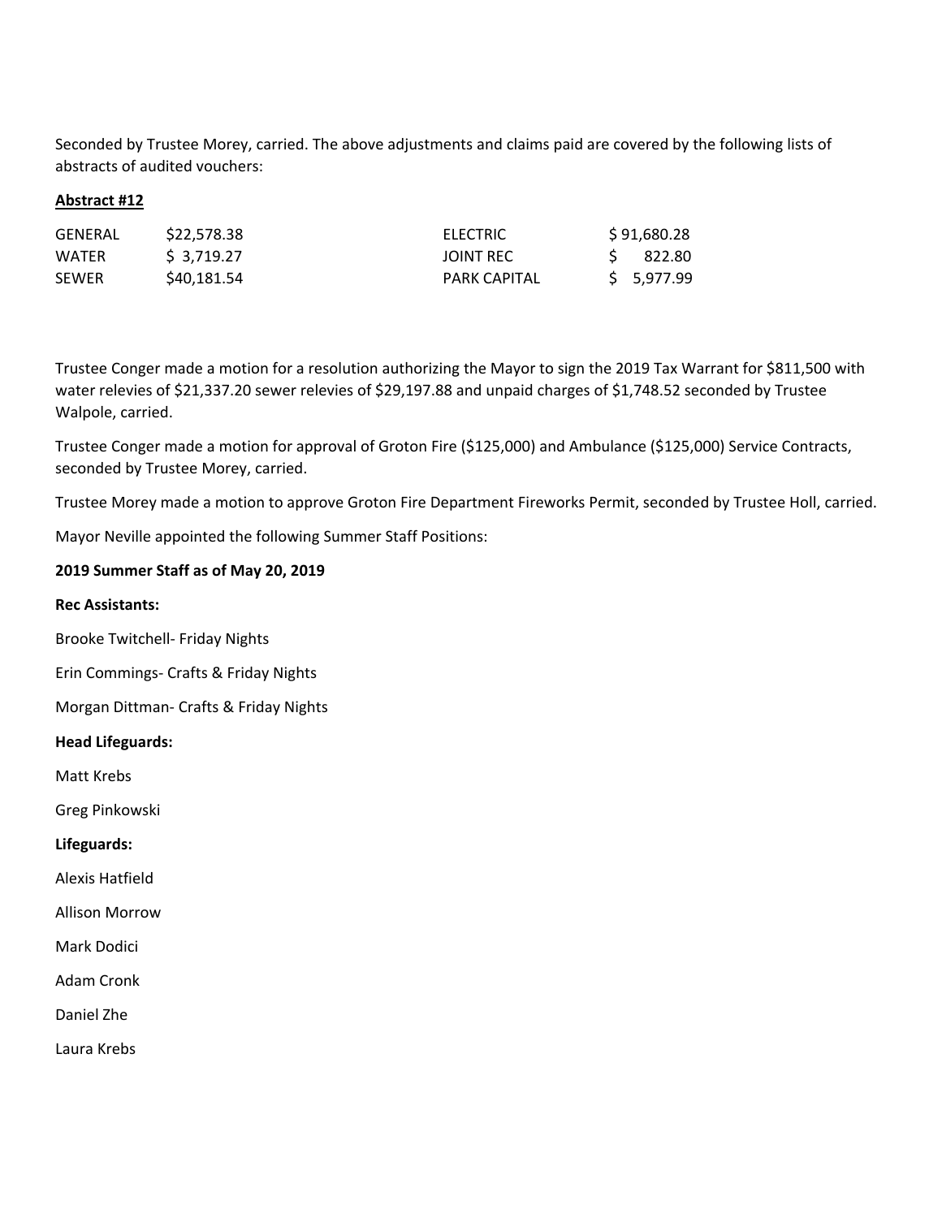Seconded by Trustee Morey, carried. The above adjustments and claims paid are covered by the following lists of abstracts of audited vouchers:

**Abstract #12**

| | | | |
|---|---|---|---|
| GENERAL | $22,578.38 | ELECTRIC | $ 91,680.28 |
| WATER | $ 3,719.27 | JOINT REC | $ 822.80 |
| SEWER | $40,181.54 | PARK CAPITAL | $ 5,977.99 |

Trustee Conger made a motion for a resolution authorizing the Mayor to sign the 2019 Tax Warrant for $811,500 with water relevies of $21,337.20 sewer relevies of $29,197.88 and unpaid charges of $1,748.52 seconded by Trustee Walpole, carried.

Trustee Conger made a motion for approval of Groton Fire ($125,000) and Ambulance ($125,000) Service Contracts, seconded by Trustee Morey, carried.

Trustee Morey made a motion to approve Groton Fire Department Fireworks Permit, seconded by Trustee Holl, carried.

Mayor Neville appointed the following Summer Staff Positions:

**2019 Summer Staff as of May 20, 2019**

**Rec Assistants:**

Brooke Twitchell- Friday Nights

Erin Commings- Crafts & Friday Nights

Morgan Dittman- Crafts & Friday Nights

**Head Lifeguards:**

Matt Krebs

Greg Pinkowski

**Lifeguards:**

Alexis Hatfield

Allison Morrow

Mark Dodici

Adam Cronk

Daniel Zhe

Laura Krebs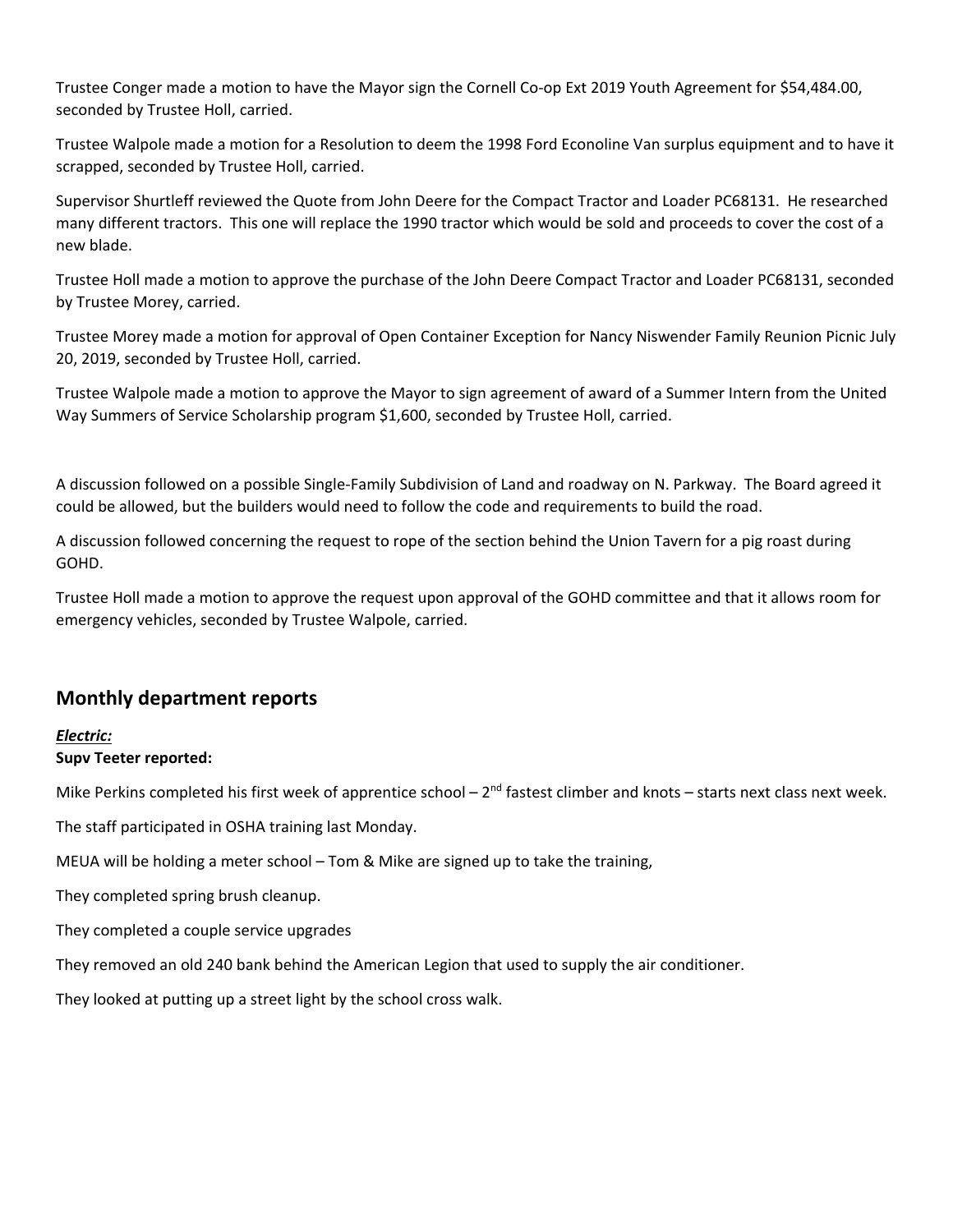Trustee Conger made a motion to have the Mayor sign the Cornell Co-op Ext 2019 Youth Agreement for $54,484.00, seconded by Trustee Holl, carried.

Trustee Walpole made a motion for a Resolution to deem the 1998 Ford Econoline Van surplus equipment and to have it scrapped, seconded by Trustee Holl, carried.

Supervisor Shurtleff reviewed the Quote from John Deere for the Compact Tractor and Loader PC68131. He researched many different tractors. This one will replace the 1990 tractor which would be sold and proceeds to cover the cost of a new blade.

Trustee Holl made a motion to approve the purchase of the John Deere Compact Tractor and Loader PC68131, seconded by Trustee Morey, carried.

Trustee Morey made a motion for approval of Open Container Exception for Nancy Niswender Family Reunion Picnic July 20, 2019, seconded by Trustee Holl, carried.

Trustee Walpole made a motion to approve the Mayor to sign agreement of award of a Summer Intern from the United Way Summers of Service Scholarship program $1,600, seconded by Trustee Holl, carried.

A discussion followed on a possible Single-Family Subdivision of Land and roadway on N. Parkway. The Board agreed it could be allowed, but the builders would need to follow the code and requirements to build the road.

A discussion followed concerning the request to rope of the section behind the Union Tavern for a pig roast during GOHD.

Trustee Holl made a motion to approve the request upon approval of the GOHD committee and that it allows room for emergency vehicles, seconded by Trustee Walpole, carried.

## Monthly department reports

***Electric:***

**Supv Teeter reported:**

Mike Perkins completed his first week of apprentice school – 2nd fastest climber and knots – starts next class next week.

The staff participated in OSHA training last Monday.

MEUA will be holding a meter school – Tom & Mike are signed up to take the training,

They completed spring brush cleanup.

They completed a couple service upgrades

They removed an old 240 bank behind the American Legion that used to supply the air conditioner.

They looked at putting up a street light by the school cross walk.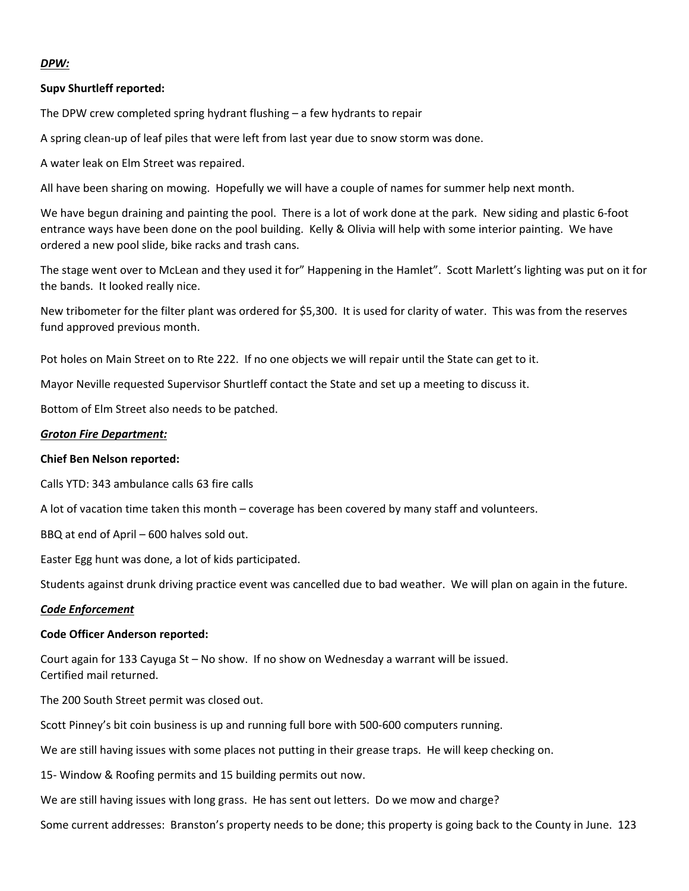***DPW:***

**Supv Shurtleff reported:**

The DPW crew completed spring hydrant flushing – a few hydrants to repair

A spring clean-up of leaf piles that were left from last year due to snow storm was done.

A water leak on Elm Street was repaired.

All have been sharing on mowing. Hopefully we will have a couple of names for summer help next month.

We have begun draining and painting the pool. There is a lot of work done at the park. New siding and plastic 6-foot entrance ways have been done on the pool building. Kelly & Olivia will help with some interior painting. We have ordered a new pool slide, bike racks and trash cans.

The stage went over to McLean and they used it for" Happening in the Hamlet". Scott Marlett's lighting was put on it for the bands. It looked really nice.

New tribometer for the filter plant was ordered for $5,300. It is used for clarity of water. This was from the reserves fund approved previous month.

Pot holes on Main Street on to Rte 222. If no one objects we will repair until the State can get to it.

Mayor Neville requested Supervisor Shurtleff contact the State and set up a meeting to discuss it.

Bottom of Elm Street also needs to be patched.

***Groton Fire Department:***

**Chief Ben Nelson reported:**

Calls YTD: 343 ambulance calls 63 fire calls

A lot of vacation time taken this month – coverage has been covered by many staff and volunteers.

BBQ at end of April – 600 halves sold out.

Easter Egg hunt was done, a lot of kids participated.

Students against drunk driving practice event was cancelled due to bad weather. We will plan on again in the future.

***Code Enforcement***

**Code Officer Anderson reported:**

Court again for 133 Cayuga St – No show. If no show on Wednesday a warrant will be issued.
Certified mail returned.

The 200 South Street permit was closed out.

Scott Pinney's bit coin business is up and running full bore with 500-600 computers running.

We are still having issues with some places not putting in their grease traps. He will keep checking on.

15- Window & Roofing permits and 15 building permits out now.

We are still having issues with long grass. He has sent out letters. Do we mow and charge?

Some current addresses: Branston's property needs to be done; this property is going back to the County in June. 123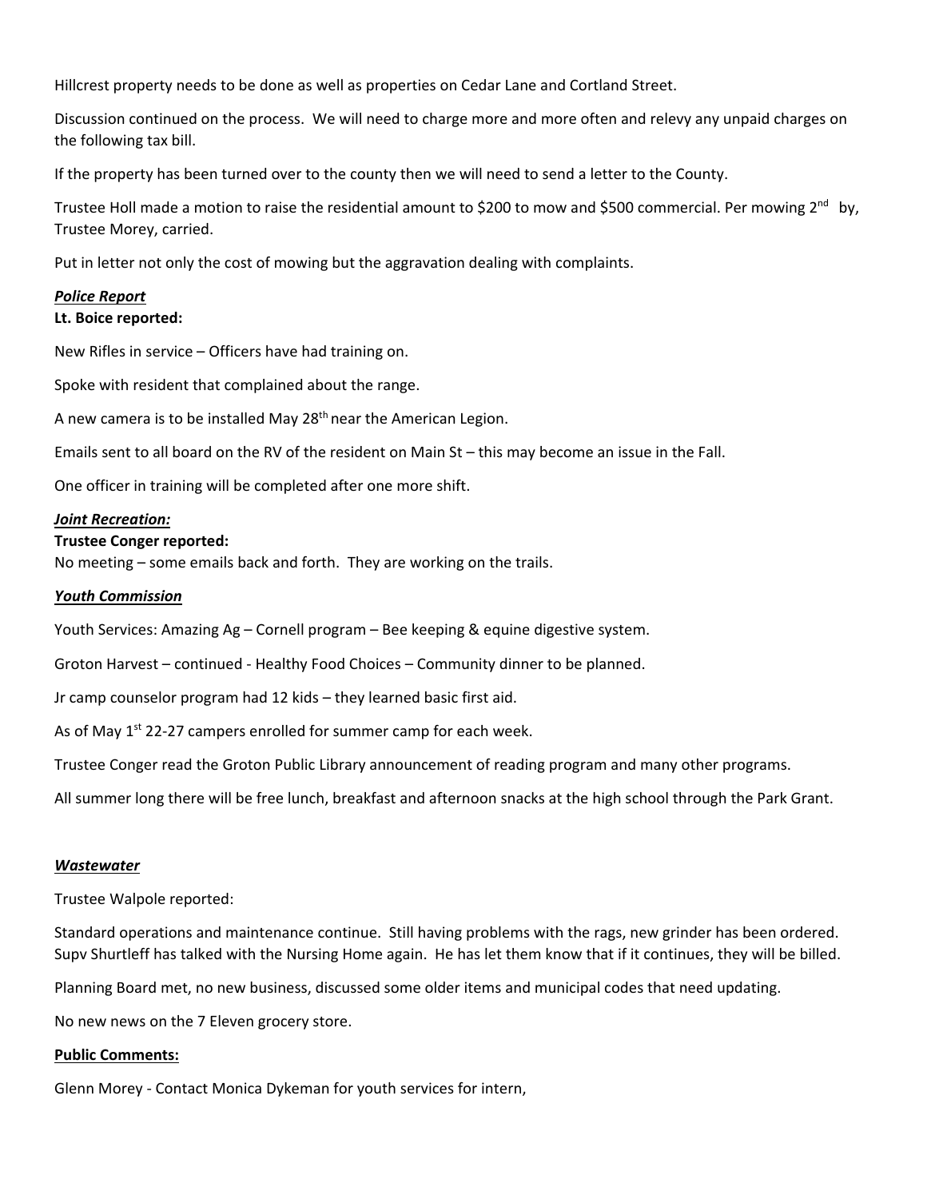Hillcrest property needs to be done as well as properties on Cedar Lane and Cortland Street.

Discussion continued on the process. We will need to charge more and more often and relevy any unpaid charges on the following tax bill.

If the property has been turned over to the county then we will need to send a letter to the County.

Trustee Holl made a motion to raise the residential amount to $200 to mow and $500 commercial. Per mowing 2nd by, Trustee Morey, carried.

Put in letter not only the cost of mowing but the aggravation dealing with complaints.

***Police Report***

**Lt. Boice reported:**

New Rifles in service – Officers have had training on.

Spoke with resident that complained about the range.

A new camera is to be installed May 28th near the American Legion.

Emails sent to all board on the RV of the resident on Main St – this may become an issue in the Fall.

One officer in training will be completed after one more shift.

***Joint Recreation:***

**Trustee Conger reported:**

No meeting – some emails back and forth. They are working on the trails.

***Youth Commission***

Youth Services: Amazing Ag – Cornell program – Bee keeping & equine digestive system.

Groton Harvest – continued - Healthy Food Choices – Community dinner to be planned.

Jr camp counselor program had 12 kids – they learned basic first aid.

As of May 1st 22-27 campers enrolled for summer camp for each week.

Trustee Conger read the Groton Public Library announcement of reading program and many other programs.

All summer long there will be free lunch, breakfast and afternoon snacks at the high school through the Park Grant.

***Wastewater***

Trustee Walpole reported:

Standard operations and maintenance continue. Still having problems with the rags, new grinder has been ordered. Supv Shurtleff has talked with the Nursing Home again. He has let them know that if it continues, they will be billed.

Planning Board met, no new business, discussed some older items and municipal codes that need updating.

No new news on the 7 Eleven grocery store.

**Public Comments:**

Glenn Morey - Contact Monica Dykeman for youth services for intern,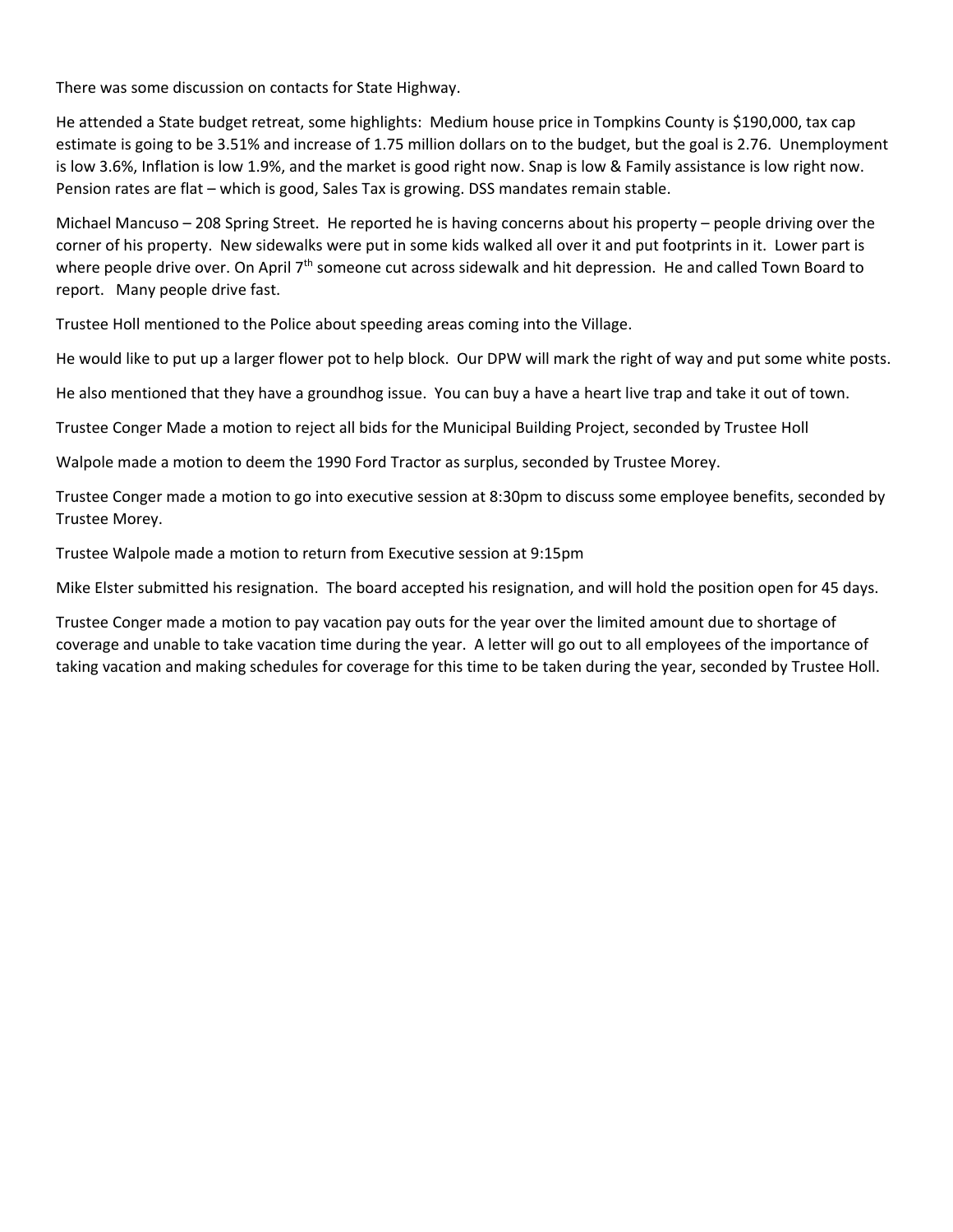There was some discussion on contacts for State Highway.

He attended a State budget retreat, some highlights: Medium house price in Tompkins County is $190,000, tax cap estimate is going to be 3.51% and increase of 1.75 million dollars on to the budget, but the goal is 2.76. Unemployment is low 3.6%, Inflation is low 1.9%, and the market is good right now. Snap is low & Family assistance is low right now. Pension rates are flat – which is good, Sales Tax is growing. DSS mandates remain stable.

Michael Mancuso – 208 Spring Street. He reported he is having concerns about his property – people driving over the corner of his property. New sidewalks were put in some kids walked all over it and put footprints in it. Lower part is where people drive over. On April 7th someone cut across sidewalk and hit depression. He and called Town Board to report. Many people drive fast.

Trustee Holl mentioned to the Police about speeding areas coming into the Village.

He would like to put up a larger flower pot to help block. Our DPW will mark the right of way and put some white posts.

He also mentioned that they have a groundhog issue. You can buy a have a heart live trap and take it out of town.

Trustee Conger Made a motion to reject all bids for the Municipal Building Project, seconded by Trustee Holl

Walpole made a motion to deem the 1990 Ford Tractor as surplus, seconded by Trustee Morey.

Trustee Conger made a motion to go into executive session at 8:30pm to discuss some employee benefits, seconded by Trustee Morey.

Trustee Walpole made a motion to return from Executive session at 9:15pm

Mike Elster submitted his resignation. The board accepted his resignation, and will hold the position open for 45 days.

Trustee Conger made a motion to pay vacation pay outs for the year over the limited amount due to shortage of coverage and unable to take vacation time during the year. A letter will go out to all employees of the importance of taking vacation and making schedules for coverage for this time to be taken during the year, seconded by Trustee Holl.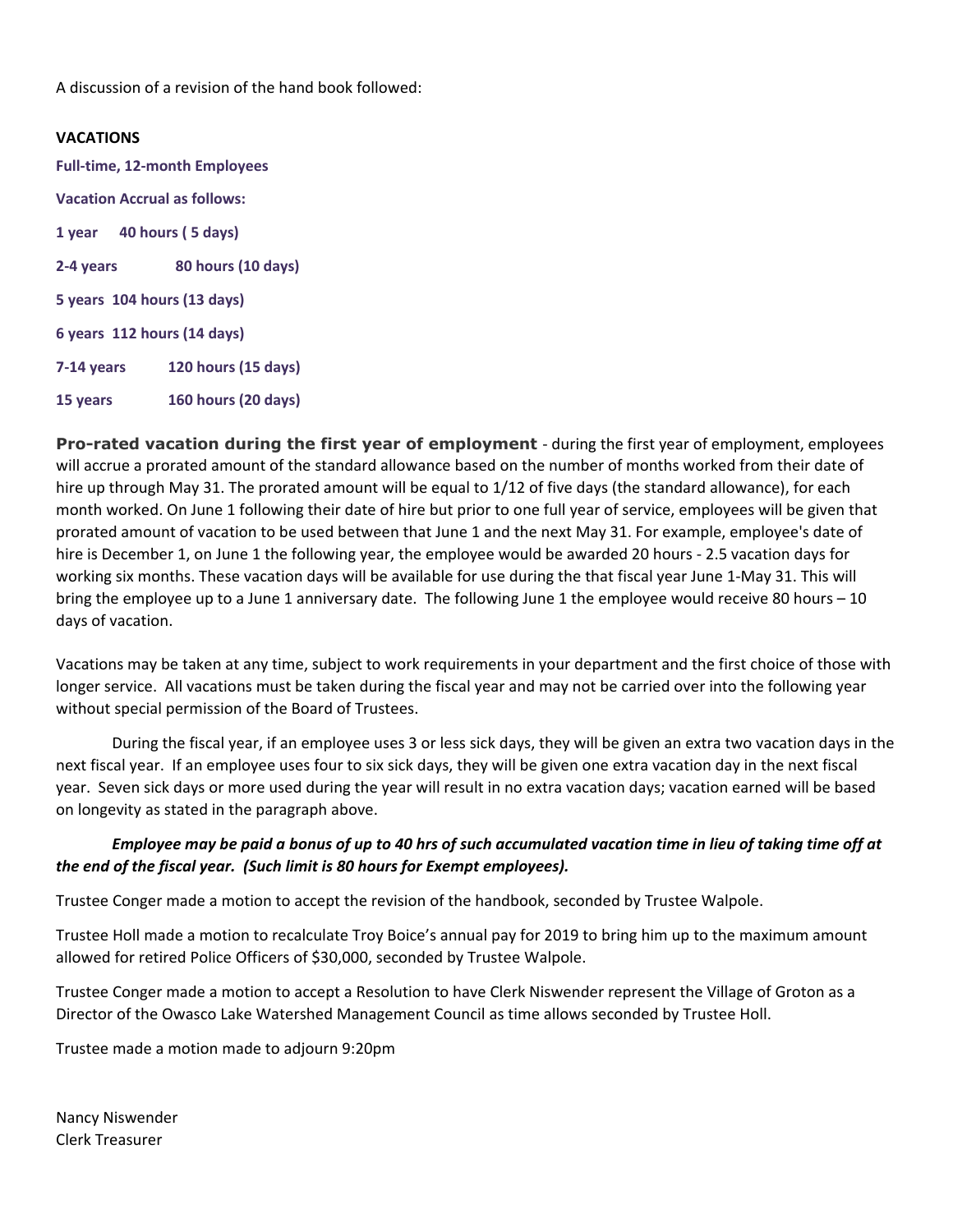A discussion of a revision of the hand book followed:

**VACATIONS**

**Full-time, 12-month Employees**

**Vacation Accrual as follows:**

**1 year 40 hours ( 5 days)**

**2-4 years 80 hours (10 days)**

**5 years 104 hours (13 days)**

**6 years 112 hours (14 days)**

**7-14 years 120 hours (15 days)**

**15 years 160 hours (20 days)**

**Pro-rated vacation during the first year of employment** - during the first year of employment, employees will accrue a prorated amount of the standard allowance based on the number of months worked from their date of hire up through May 31. The prorated amount will be equal to 1/12 of five days (the standard allowance), for each month worked. On June 1 following their date of hire but prior to one full year of service, employees will be given that prorated amount of vacation to be used between that June 1 and the next May 31. For example, employee's date of hire is December 1, on June 1 the following year, the employee would be awarded 20 hours - 2.5 vacation days for working six months. These vacation days will be available for use during the that fiscal year June 1-May 31. This will bring the employee up to a June 1 anniversary date. The following June 1 the employee would receive 80 hours – 10 days of vacation.

Vacations may be taken at any time, subject to work requirements in your department and the first choice of those with longer service. All vacations must be taken during the fiscal year and may not be carried over into the following year without special permission of the Board of Trustees.

During the fiscal year, if an employee uses 3 or less sick days, they will be given an extra two vacation days in the next fiscal year. If an employee uses four to six sick days, they will be given one extra vacation day in the next fiscal year. Seven sick days or more used during the year will result in no extra vacation days; vacation earned will be based on longevity as stated in the paragraph above.

***Employee may be paid a bonus of up to 40 hrs of such accumulated vacation time in lieu of taking time off at the end of the fiscal year. (Such limit is 80 hours for Exempt employees).***

Trustee Conger made a motion to accept the revision of the handbook, seconded by Trustee Walpole.

Trustee Holl made a motion to recalculate Troy Boice's annual pay for 2019 to bring him up to the maximum amount allowed for retired Police Officers of $30,000, seconded by Trustee Walpole.

Trustee Conger made a motion to accept a Resolution to have Clerk Niswender represent the Village of Groton as a Director of the Owasco Lake Watershed Management Council as time allows seconded by Trustee Holl.

Trustee made a motion made to adjourn 9:20pm

Nancy Niswender
Clerk Treasurer